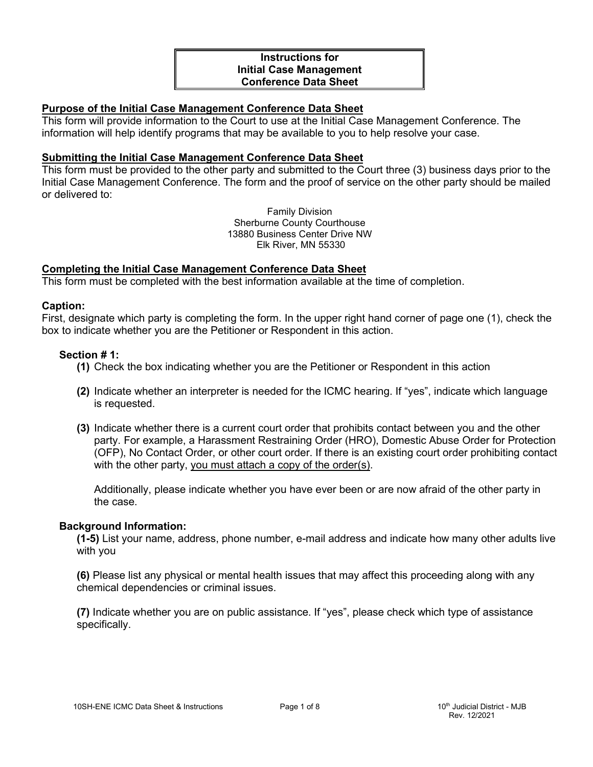# Instructions for Initial Case Management Conference Data Sheet

## Purpose of the Initial Case Management Conference Data Sheet

This form will provide information to the Court to use at the Initial Case Management Conference. The information will help identify programs that may be available to you to help resolve your case.

## Submitting the Initial Case Management Conference Data Sheet

This form must be provided to the other party and submitted to the Court three (3) business days prior to the Initial Case Management Conference. The form and the proof of service on the other party should be mailed or delivered to:

Family Division
Sherburne County Courthouse
13880 Business Center Drive NW
Elk River, MN 55330

## Completing the Initial Case Management Conference Data Sheet

This form must be completed with the best information available at the time of completion.

### Caption:

First, designate which party is completing the form. In the upper right hand corner of page one (1), check the box to indicate whether you are the Petitioner or Respondent in this action.

#### Section # 1:

**(1)** Check the box indicating whether you are the Petitioner or Respondent in this action

**(2)** Indicate whether an interpreter is needed for the ICMC hearing. If "yes", indicate which language is requested.

**(3)** Indicate whether there is a current court order that prohibits contact between you and the other party. For example, a Harassment Restraining Order (HRO), Domestic Abuse Order for Protection (OFP), No Contact Order, or other court order. If there is an existing court order prohibiting contact with the other party, you must attach a copy of the order(s).

Additionally, please indicate whether you have ever been or are now afraid of the other party in the case.

#### Background Information:

**(1-5)** List your name, address, phone number, e-mail address and indicate how many other adults live with you

**(6)** Please list any physical or mental health issues that may affect this proceeding along with any chemical dependencies or criminal issues.

**(7)** Indicate whether you are on public assistance. If "yes", please check which type of assistance specifically.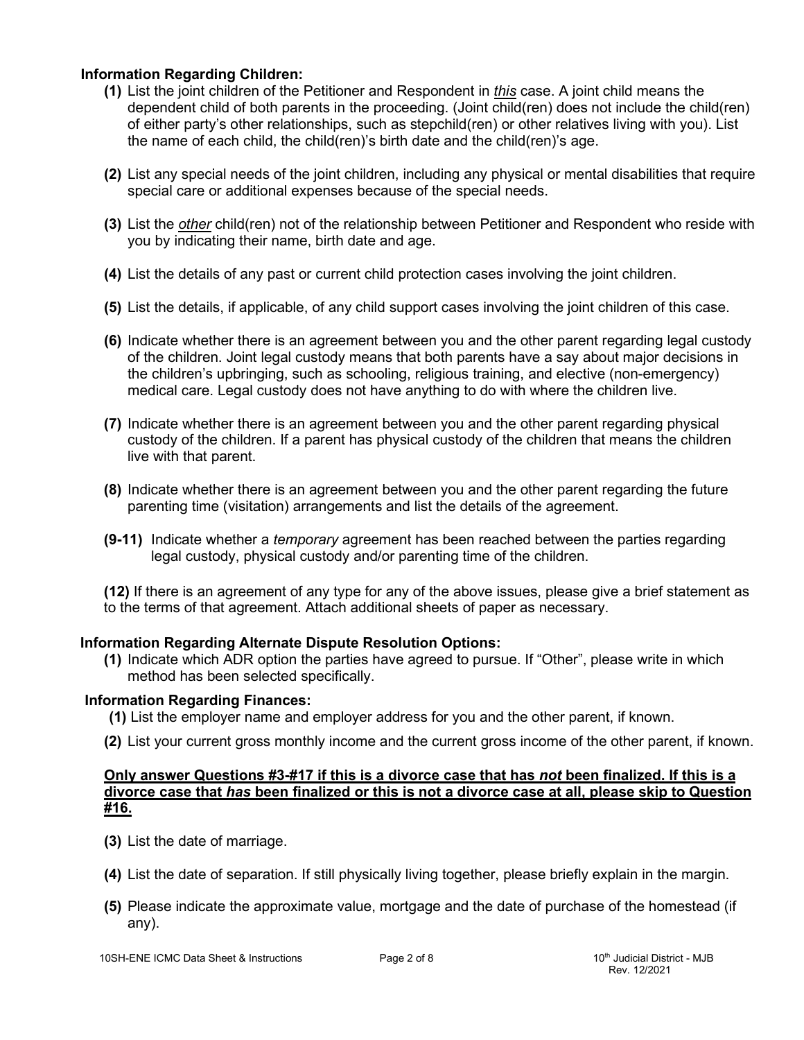**Information Regarding Children:**

**(1)** List the joint children of the Petitioner and Respondent in ***this*** case. A joint child means the dependent child of both parents in the proceeding. (Joint child(ren) does not include the child(ren) of either party's other relationships, such as stepchild(ren) or other relatives living with you). List the name of each child, the child(ren)'s birth date and the child(ren)'s age.

**(2)** List any special needs of the joint children, including any physical or mental disabilities that require special care or additional expenses because of the special needs.

**(3)** List the ***other*** child(ren) not of the relationship between Petitioner and Respondent who reside with you by indicating their name, birth date and age.

**(4)** List the details of any past or current child protection cases involving the joint children.

**(5)** List the details, if applicable, of any child support cases involving the joint children of this case.

**(6)** Indicate whether there is an agreement between you and the other parent regarding legal custody of the children. Joint legal custody means that both parents have a say about major decisions in the children's upbringing, such as schooling, religious training, and elective (non-emergency) medical care. Legal custody does not have anything to do with where the children live.

**(7)** Indicate whether there is an agreement between you and the other parent regarding physical custody of the children. If a parent has physical custody of the children that means the children live with that parent.

**(8)** Indicate whether there is an agreement between you and the other parent regarding the future parenting time (visitation) arrangements and list the details of the agreement.

**(9-11)** Indicate whether a *temporary* agreement has been reached between the parties regarding legal custody, physical custody and/or parenting time of the children.

**(12)** If there is an agreement of any type for any of the above issues, please give a brief statement as to the terms of that agreement. Attach additional sheets of paper as necessary.

**Information Regarding Alternate Dispute Resolution Options:**

**(1)** Indicate which ADR option the parties have agreed to pursue. If "Other", please write in which method has been selected specifically.

**Information Regarding Finances:**

**(1)** List the employer name and employer address for you and the other parent, if known.

**(2)** List your current gross monthly income and the current gross income of the other parent, if known.

<u>**Only answer Questions #3-#17 if this is a divorce case that has *not* been finalized. If this is a divorce case that *has* been finalized or this is not a divorce case at all, please skip to Question #16.**</u>

**(3)** List the date of marriage.

**(4)** List the date of separation. If still physically living together, please briefly explain in the margin.

**(5)** Please indicate the approximate value, mortgage and the date of purchase of the homestead (if any).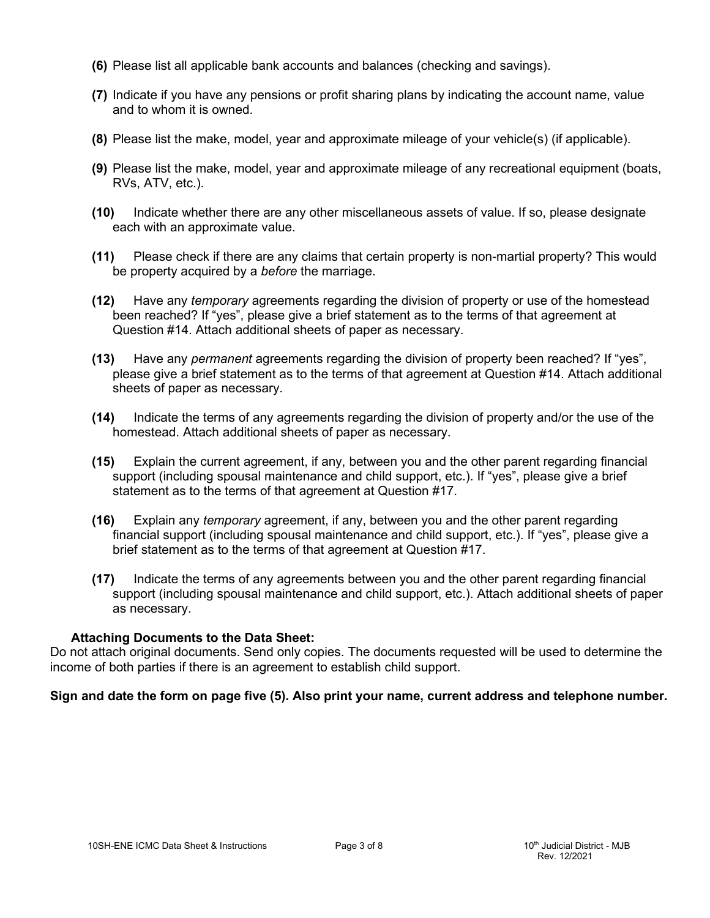**(6)** Please list all applicable bank accounts and balances (checking and savings).

**(7)** Indicate if you have any pensions or profit sharing plans by indicating the account name, value and to whom it is owned.

**(8)** Please list the make, model, year and approximate mileage of your vehicle(s) (if applicable).

**(9)** Please list the make, model, year and approximate mileage of any recreational equipment (boats, RVs, ATV, etc.).

**(10)** Indicate whether there are any other miscellaneous assets of value. If so, please designate each with an approximate value.

**(11)** Please check if there are any claims that certain property is non-martial property? This would be property acquired by a *before* the marriage.

**(12)** Have any *temporary* agreements regarding the division of property or use of the homestead been reached? If "yes", please give a brief statement as to the terms of that agreement at Question #14. Attach additional sheets of paper as necessary.

**(13)** Have any *permanent* agreements regarding the division of property been reached? If "yes", please give a brief statement as to the terms of that agreement at Question #14. Attach additional sheets of paper as necessary.

**(14)** Indicate the terms of any agreements regarding the division of property and/or the use of the homestead. Attach additional sheets of paper as necessary.

**(15)** Explain the current agreement, if any, between you and the other parent regarding financial support (including spousal maintenance and child support, etc.). If "yes", please give a brief statement as to the terms of that agreement at Question #17.

**(16)** Explain any *temporary* agreement, if any, between you and the other parent regarding financial support (including spousal maintenance and child support, etc.). If "yes", please give a brief statement as to the terms of that agreement at Question #17.

**(17)** Indicate the terms of any agreements between you and the other parent regarding financial support (including spousal maintenance and child support, etc.). Attach additional sheets of paper as necessary.

**Attaching Documents to the Data Sheet:**

Do not attach original documents. Send only copies. The documents requested will be used to determine the income of both parties if there is an agreement to establish child support.

**Sign and date the form on page five (5). Also print your name, current address and telephone number.**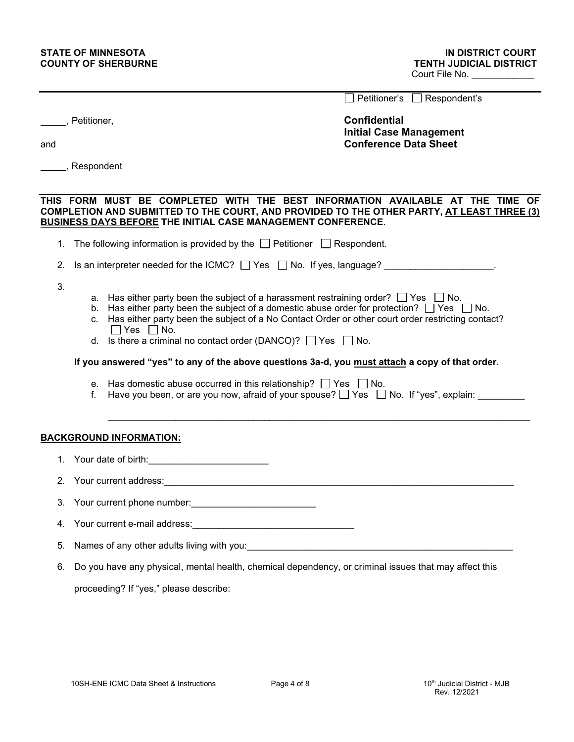**STATE OF MINNESOTA**
**COUNTY OF SHERBURNE**

**IN DISTRICT COURT**
**TENTH JUDICIAL DISTRICT**
Court File No. ____________

☐ Petitioner's ☐ Respondent's

_____, Petitioner,

and

_____, Respondent

**Confidential**
**Initial Case Management Conference Data Sheet**

**THIS FORM MUST BE COMPLETED WITH THE BEST INFORMATION AVAILABLE AT THE TIME OF COMPLETION AND SUBMITTED TO THE COURT, AND PROVIDED TO THE OTHER PARTY, <u>AT LEAST THREE (3) BUSINESS DAYS BEFORE</u> THE INITIAL CASE MANAGEMENT CONFERENCE**.

1. The following information is provided by the ☐ Petitioner ☐ Respondent.
2. Is an interpreter needed for the ICMC? ☐ Yes ☐ No. If yes, language? ____________________.
3. 
   a. Has either party been the subject of a harassment restraining order? ☐ Yes ☐ No.
   b. Has either party been the subject of a domestic abuse order for protection? ☐ Yes ☐ No.
   c. Has either party been the subject of a No Contact Order or other court order restricting contact? ☐ Yes ☐ No.
   d. Is there a criminal no contact order (DANCO)? ☐ Yes ☐ No.

   **If you answered "yes" to any of the above questions 3a-d, you <u>must attach</u> a copy of that order.**

   e. Has domestic abuse occurred in this relationship? ☐ Yes ☐ No.
   f. Have you been, or are you now, afraid of your spouse? ☐ Yes ☐ No. If "yes", explain: _________

   ________________________________________________________________________________

**<u>BACKGROUND INFORMATION:</u>**

1. Your date of birth:______________________
2. Your current address:_____________________________________________________________________
3. Your current phone number:_______________________
4. Your current e-mail address:_____________________________
5. Names of any other adults living with you:_____________________________________________________
6. Do you have any physical, mental health, chemical dependency, or criminal issues that may affect this proceeding? If "yes," please describe:

10SH-ENE ICMC Data Sheet & Instructions

10th Judicial District - MJB
Rev. 12/2021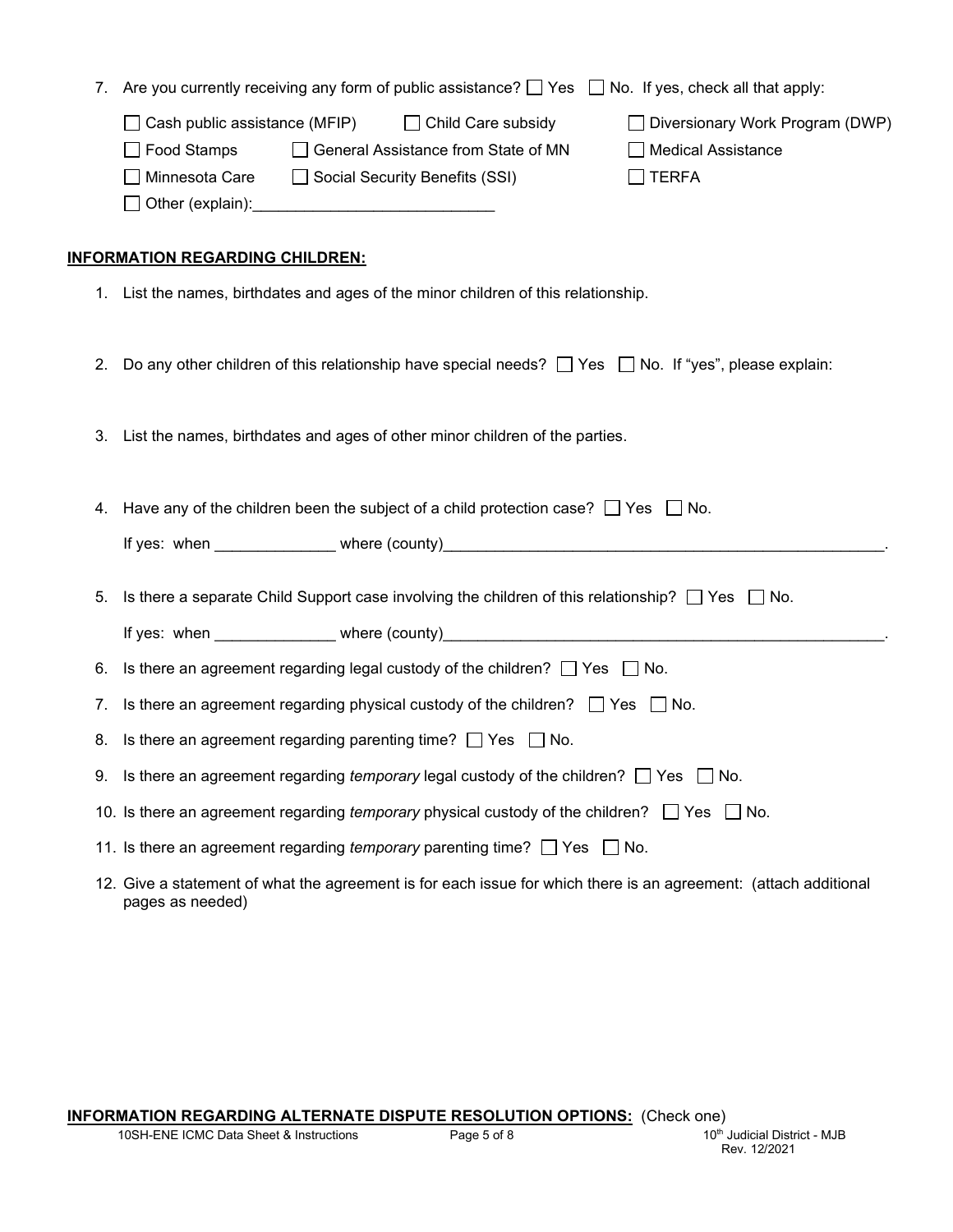7. Are you currently receiving any form of public assistance? ☐ Yes ☐ No. If yes, check all that apply:

   ☐ Cash public assistance (MFIP) ☐ Child Care subsidy ☐ Diversionary Work Program (DWP)
   ☐ Food Stamps ☐ General Assistance from State of MN ☐ Medical Assistance
   ☐ Minnesota Care ☐ Social Security Benefits (SSI) ☐ TERFA
   ☐ Other (explain):____________________________

**INFORMATION REGARDING CHILDREN:**

1. List the names, birthdates and ages of the minor children of this relationship.

2. Do any other children of this relationship have special needs? ☐ Yes ☐ No. If "yes", please explain:

3. List the names, birthdates and ages of other minor children of the parties.

4. Have any of the children been the subject of a child protection case? ☐ Yes ☐ No.

   If yes: when ______________ where (county)_____________________________________________________.

5. Is there a separate Child Support case involving the children of this relationship? ☐ Yes ☐ No.

   If yes: when ______________ where (county)_____________________________________________________.

6. Is there an agreement regarding legal custody of the children? ☐ Yes ☐ No.

7. Is there an agreement regarding physical custody of the children? ☐ Yes ☐ No.

8. Is there an agreement regarding parenting time? ☐ Yes ☐ No.

9. Is there an agreement regarding *temporary* legal custody of the children? ☐ Yes ☐ No.

10. Is there an agreement regarding *temporary* physical custody of the children? ☐ Yes ☐ No.

11. Is there an agreement regarding *temporary* parenting time? ☐ Yes ☐ No.

12. Give a statement of what the agreement is for each issue for which there is an agreement: (attach additional pages as needed)

**INFORMATION REGARDING ALTERNATE DISPUTE RESOLUTION OPTIONS:** (Check one)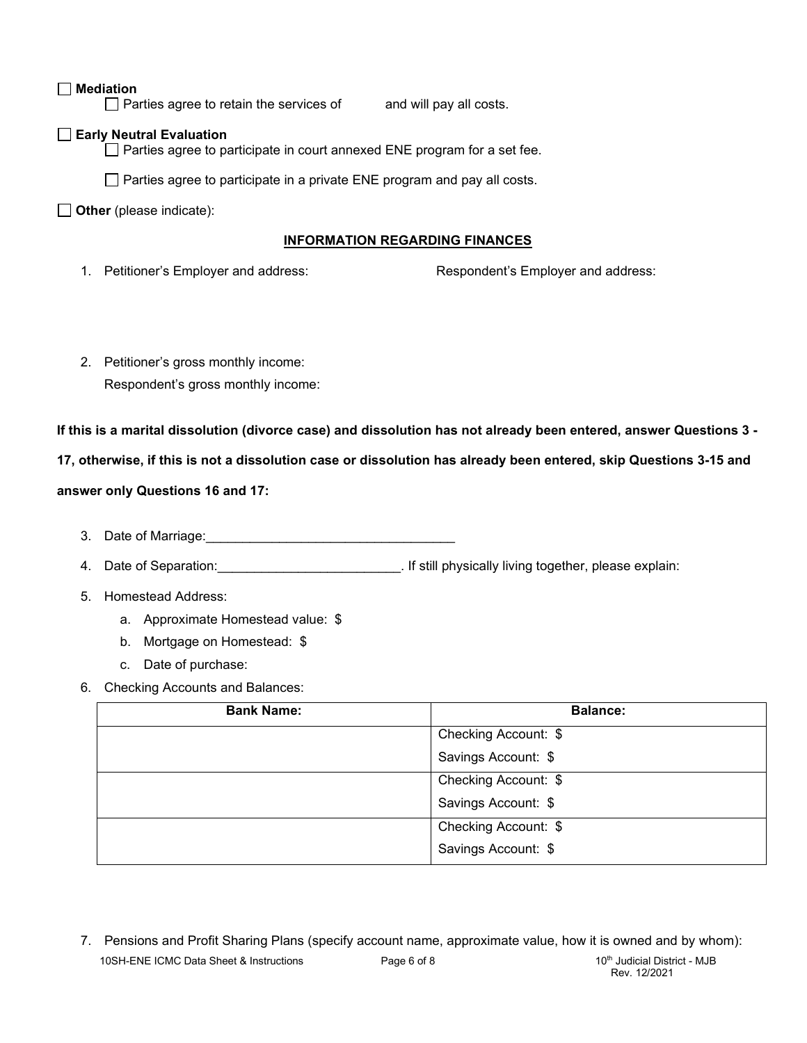☐ **Mediation**

☐ Parties agree to retain the services of and will pay all costs.

☐ **Early Neutral Evaluation**

☐ Parties agree to participate in court annexed ENE program for a set fee.

☐ Parties agree to participate in a private ENE program and pay all costs.

☐ **Other** (please indicate):

## INFORMATION REGARDING FINANCES

1. Petitioner's Employer and address: Respondent's Employer and address:

2. Petitioner's gross monthly income:
   Respondent's gross monthly income:

**If this is a marital dissolution (divorce case) and dissolution has not already been entered, answer Questions 3 - 17, otherwise, if this is not a dissolution case or dissolution has already been entered, skip Questions 3-15 and answer only Questions 16 and 17:**

3. Date of Marriage:___________________________________
4. Date of Separation:_________________________. If still physically living together, please explain:
5. Homestead Address:
   a. Approximate Homestead value: $
   b. Mortgage on Homestead: $
   c. Date of purchase:
6. Checking Accounts and Balances:

| Bank Name: | Balance: |
|---|---|
| | Checking Account: $<br>Savings Account: $ |
| | Checking Account: $<br>Savings Account: $ |
| | Checking Account: $<br>Savings Account: $ |

7. Pensions and Profit Sharing Plans (specify account name, approximate value, how it is owned and by whom):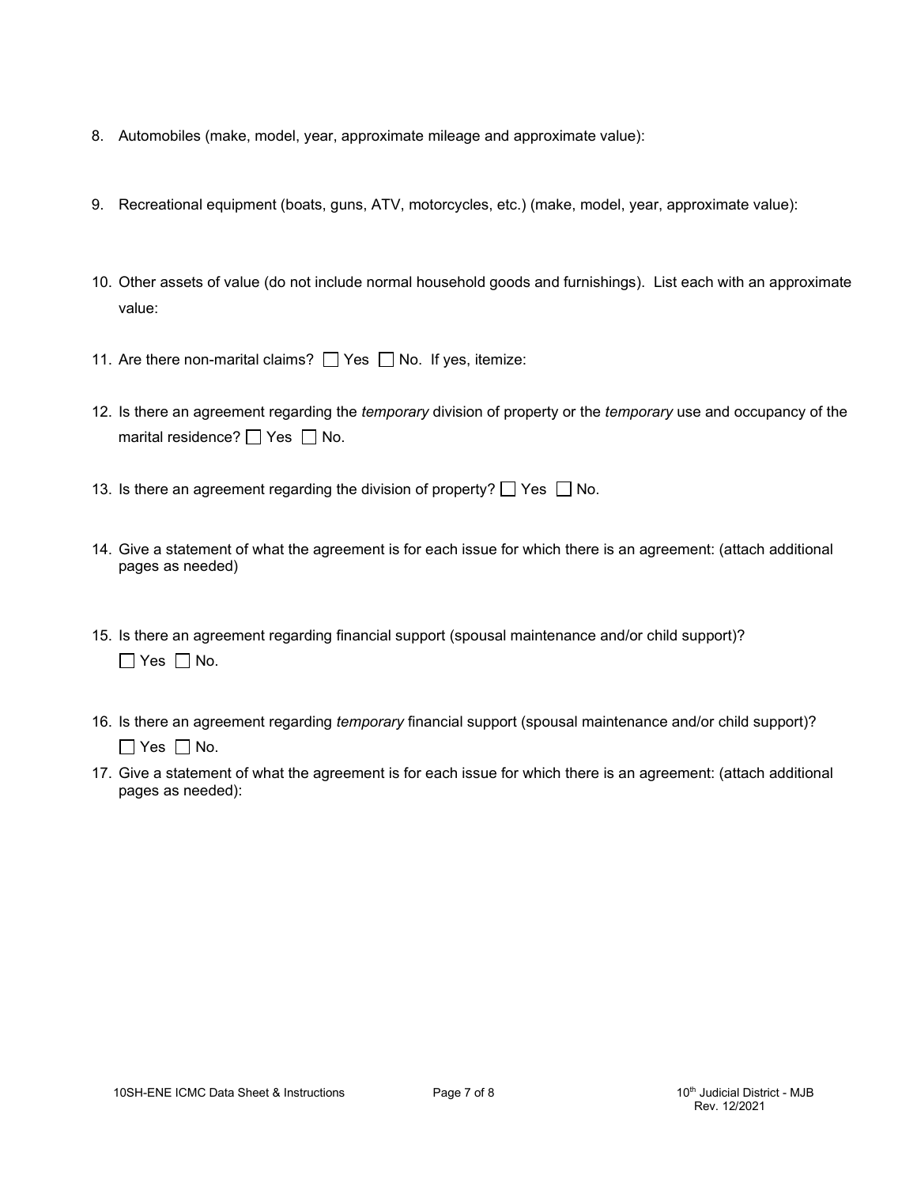8. Automobiles (make, model, year, approximate mileage and approximate value):

9. Recreational equipment (boats, guns, ATV, motorcycles, etc.) (make, model, year, approximate value):

10. Other assets of value (do not include normal household goods and furnishings). List each with an approximate value:

11. Are there non-marital claims? ☐ Yes ☐ No. If yes, itemize:

12. Is there an agreement regarding the *temporary* division of property or the *temporary* use and occupancy of the marital residence? ☐ Yes ☐ No.

13. Is there an agreement regarding the division of property? ☐ Yes ☐ No.

14. Give a statement of what the agreement is for each issue for which there is an agreement: (attach additional pages as needed)

15. Is there an agreement regarding financial support (spousal maintenance and/or child support)?
    ☐ Yes ☐ No.

16. Is there an agreement regarding *temporary* financial support (spousal maintenance and/or child support)?
    ☐ Yes ☐ No.

17. Give a statement of what the agreement is for each issue for which there is an agreement: (attach additional pages as needed):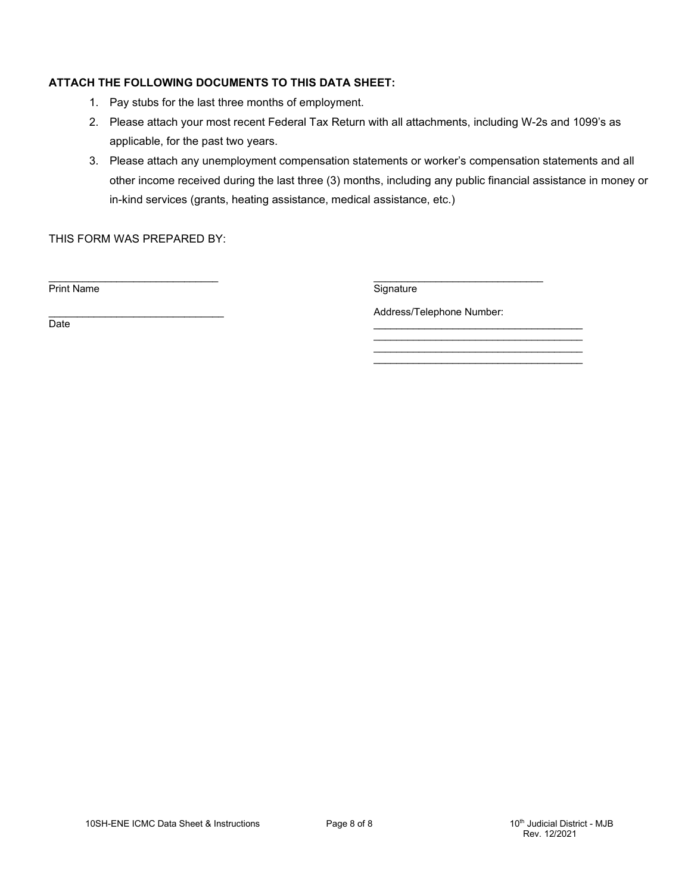**ATTACH THE FOLLOWING DOCUMENTS TO THIS DATA SHEET:**

1. Pay stubs for the last three months of employment.
2. Please attach your most recent Federal Tax Return with all attachments, including W-2s and 1099's as applicable, for the past two years.
3. Please attach any unemployment compensation statements or worker's compensation statements and all other income received during the last three (3) months, including any public financial assistance in money or in-kind services (grants, heating assistance, medical assistance, etc.)

THIS FORM WAS PREPARED BY:

______________________________
Print Name

______________________________
Signature

______________________________
Date

Address/Telephone Number:
_____________________________________
_____________________________________
_____________________________________
_____________________________________